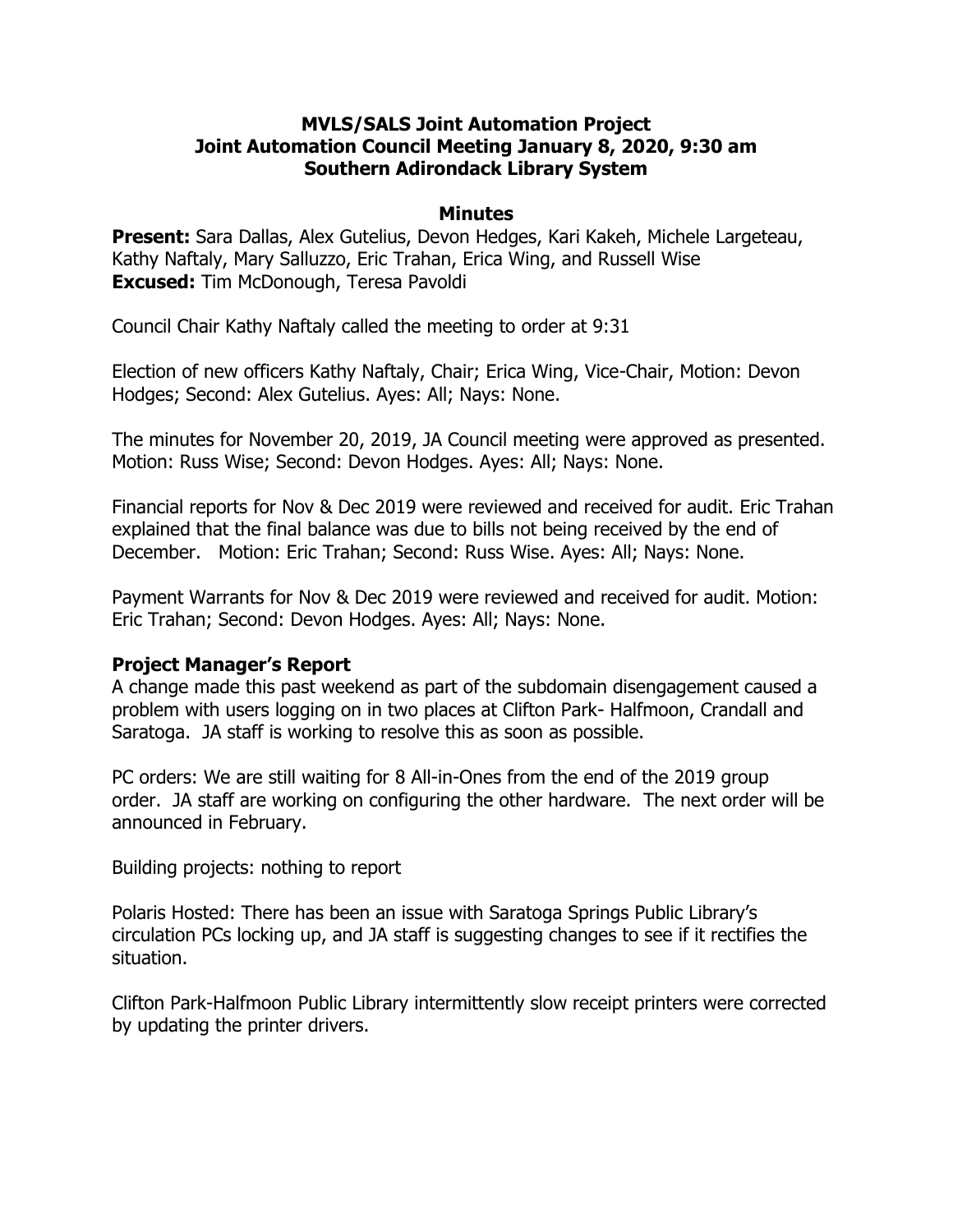**MVLS/SALS Joint Automation Project**
**Joint Automation Council Meeting January 8, 2020, 9:30 am**
**Southern Adirondack Library System**

**Minutes**

**Present:** Sara Dallas, Alex Gutelius, Devon Hedges, Kari Kakeh, Michele Largeteau, Kathy Naftaly, Mary Salluzzo, Eric Trahan, Erica Wing, and Russell Wise
**Excused:** Tim McDonough, Teresa Pavoldi

Council Chair Kathy Naftaly called the meeting to order at 9:31

Election of new officers Kathy Naftaly, Chair; Erica Wing, Vice-Chair, Motion: Devon Hodges; Second: Alex Gutelius. Ayes: All; Nays: None.

The minutes for November 20, 2019, JA Council meeting were approved as presented. Motion: Russ Wise; Second: Devon Hodges. Ayes: All; Nays: None.

Financial reports for Nov & Dec 2019 were reviewed and received for audit. Eric Trahan explained that the final balance was due to bills not being received by the end of December. Motion: Eric Trahan; Second: Russ Wise. Ayes: All; Nays: None.

Payment Warrants for Nov & Dec 2019 were reviewed and received for audit. Motion: Eric Trahan; Second: Devon Hodges. Ayes: All; Nays: None.

**Project Manager's Report**

A change made this past weekend as part of the subdomain disengagement caused a problem with users logging on in two places at Clifton Park- Halfmoon, Crandall and Saratoga. JA staff is working to resolve this as soon as possible.

PC orders: We are still waiting for 8 All-in-Ones from the end of the 2019 group order. JA staff are working on configuring the other hardware. The next order will be announced in February.

Building projects: nothing to report

Polaris Hosted: There has been an issue with Saratoga Springs Public Library's circulation PCs locking up, and JA staff is suggesting changes to see if it rectifies the situation.

Clifton Park-Halfmoon Public Library intermittently slow receipt printers were corrected by updating the printer drivers.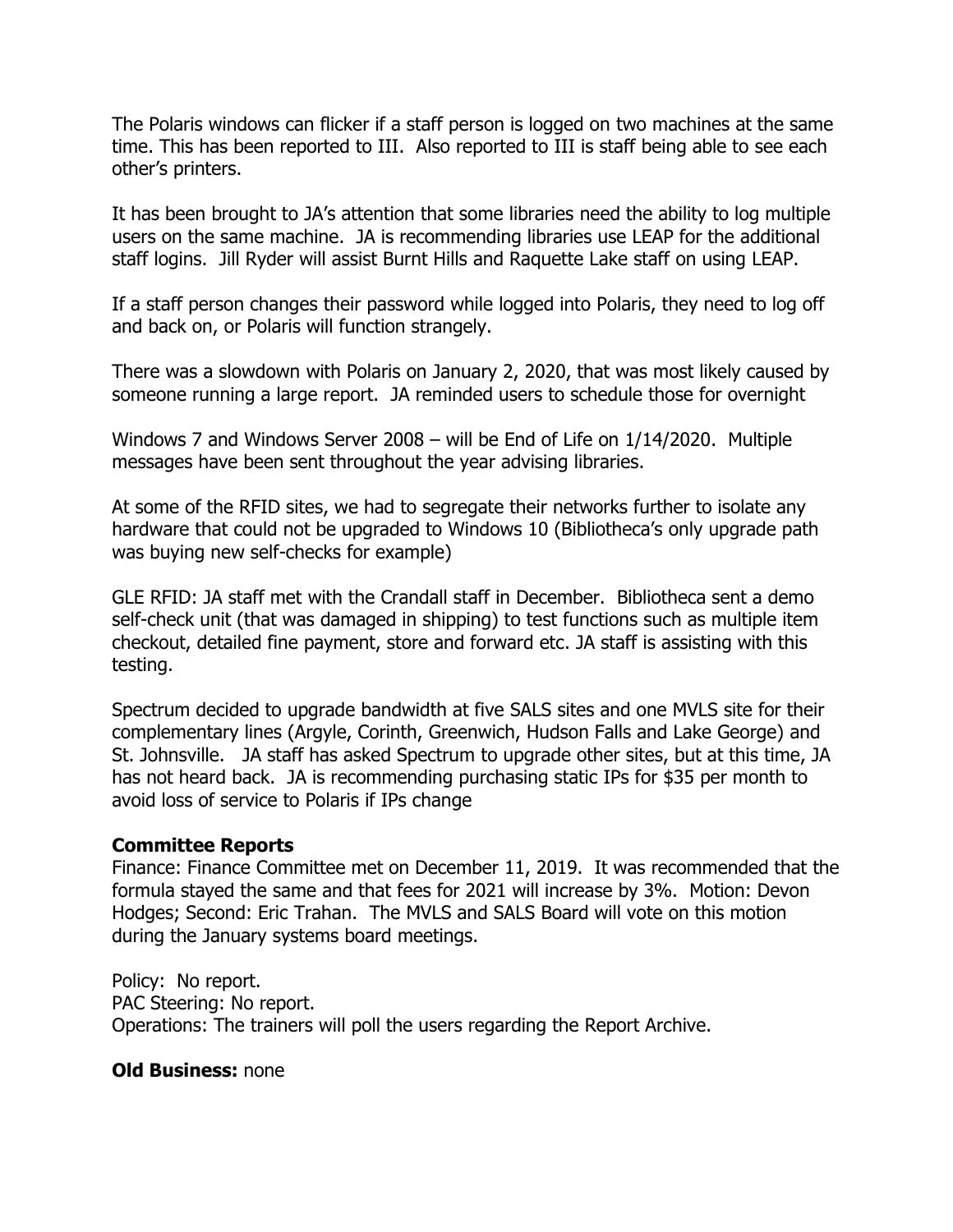The Polaris windows can flicker if a staff person is logged on two machines at the same time. This has been reported to III. Also reported to III is staff being able to see each other's printers.

It has been brought to JA's attention that some libraries need the ability to log multiple users on the same machine. JA is recommending libraries use LEAP for the additional staff logins. Jill Ryder will assist Burnt Hills and Raquette Lake staff on using LEAP.

If a staff person changes their password while logged into Polaris, they need to log off and back on, or Polaris will function strangely.

There was a slowdown with Polaris on January 2, 2020, that was most likely caused by someone running a large report. JA reminded users to schedule those for overnight

Windows 7 and Windows Server 2008 – will be End of Life on 1/14/2020. Multiple messages have been sent throughout the year advising libraries.

At some of the RFID sites, we had to segregate their networks further to isolate any hardware that could not be upgraded to Windows 10 (Bibliotheca's only upgrade path was buying new self-checks for example)

GLE RFID: JA staff met with the Crandall staff in December. Bibliotheca sent a demo self-check unit (that was damaged in shipping) to test functions such as multiple item checkout, detailed fine payment, store and forward etc. JA staff is assisting with this testing.

Spectrum decided to upgrade bandwidth at five SALS sites and one MVLS site for their complementary lines (Argyle, Corinth, Greenwich, Hudson Falls and Lake George) and St. Johnsville. JA staff has asked Spectrum to upgrade other sites, but at this time, JA has not heard back. JA is recommending purchasing static IPs for $35 per month to avoid loss of service to Polaris if IPs change

**Committee Reports**
Finance: Finance Committee met on December 11, 2019. It was recommended that the formula stayed the same and that fees for 2021 will increase by 3%. Motion: Devon Hodges; Second: Eric Trahan. The MVLS and SALS Board will vote on this motion during the January systems board meetings.

Policy: No report.
PAC Steering: No report.
Operations: The trainers will poll the users regarding the Report Archive.

**Old Business:** none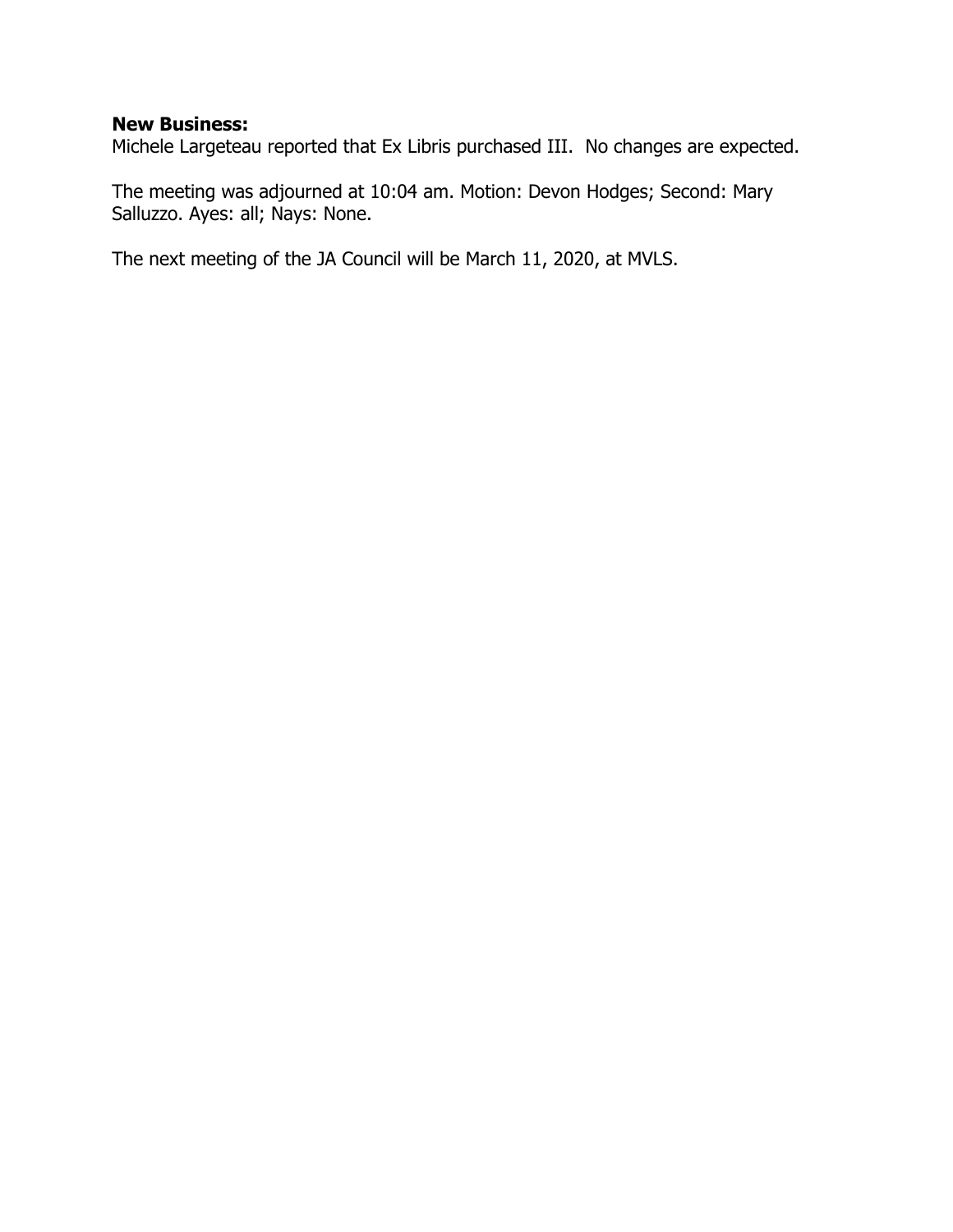**New Business:**
Michele Largeteau reported that Ex Libris purchased III. No changes are expected.

The meeting was adjourned at 10:04 am. Motion: Devon Hodges; Second: Mary Salluzzo. Ayes: all; Nays: None.

The next meeting of the JA Council will be March 11, 2020, at MVLS.